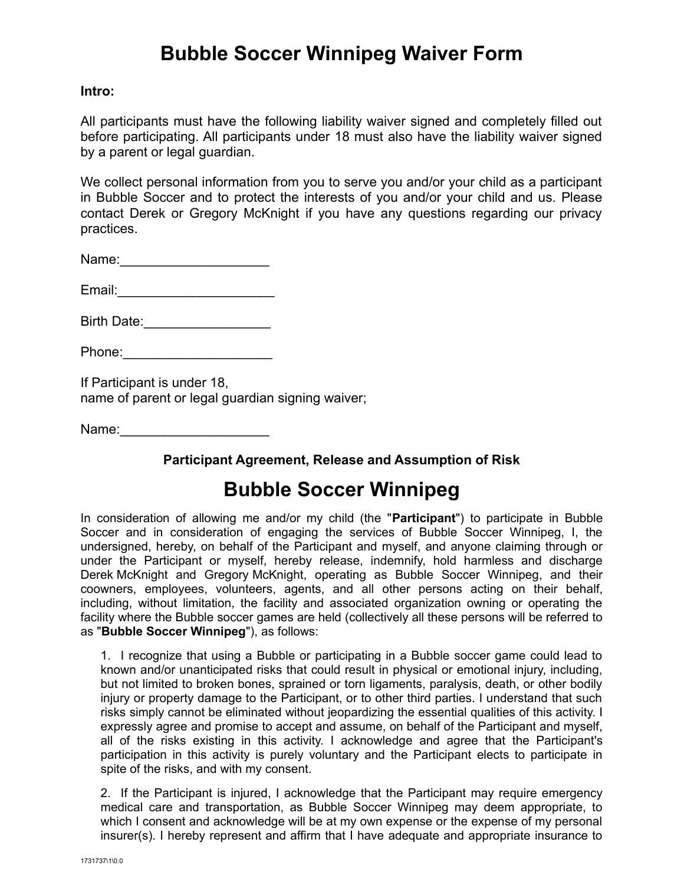# Bubble Soccer Winnipeg Waiver Form

**Intro:**

All participants must have the following liability waiver signed and completely filled out before participating. All participants under 18 must also have the liability waiver signed by a parent or legal guardian.

We collect personal information from you to serve you and/or your child as a participant in Bubble Soccer and to protect the interests of you and/or your child and us. Please contact Derek or Gregory McKnight if you have any questions regarding our privacy practices.

Name:____________________

Email:_____________________

Birth Date:_________________

Phone:____________________

If Participant is under 18,
name of parent or legal guardian signing waiver;

Name:____________________

### Participant Agreement, Release and Assumption of Risk

## Bubble Soccer Winnipeg

In consideration of allowing me and/or my child (the "**Participant**") to participate in Bubble Soccer and in consideration of engaging the services of Bubble Soccer Winnipeg, I, the undersigned, hereby, on behalf of the Participant and myself, and anyone claiming through or under the Participant or myself, hereby release, indemnify, hold harmless and discharge Derek McKnight and Gregory McKnight, operating as Bubble Soccer Winnipeg, and their coowners, employees, volunteers, agents, and all other persons acting on their behalf, including, without limitation, the facility and associated organization owning or operating the facility where the Bubble soccer games are held (collectively all these persons will be referred to as "**Bubble Soccer Winnipeg**"), as follows:

1. I recognize that using a Bubble or participating in a Bubble soccer game could lead to known and/or unanticipated risks that could result in physical or emotional injury, including, but not limited to broken bones, sprained or torn ligaments, paralysis, death, or other bodily injury or property damage to the Participant, or to other third parties. I understand that such risks simply cannot be eliminated without jeopardizing the essential qualities of this activity. I expressly agree and promise to accept and assume, on behalf of the Participant and myself, all of the risks existing in this activity. I acknowledge and agree that the Participant's participation in this activity is purely voluntary and the Participant elects to participate in spite of the risks, and with my consent.

2. If the Participant is injured, I acknowledge that the Participant may require emergency medical care and transportation, as Bubble Soccer Winnipeg may deem appropriate, to which I consent and acknowledge will be at my own expense or the expense of my personal insurer(s). I hereby represent and affirm that I have adequate and appropriate insurance to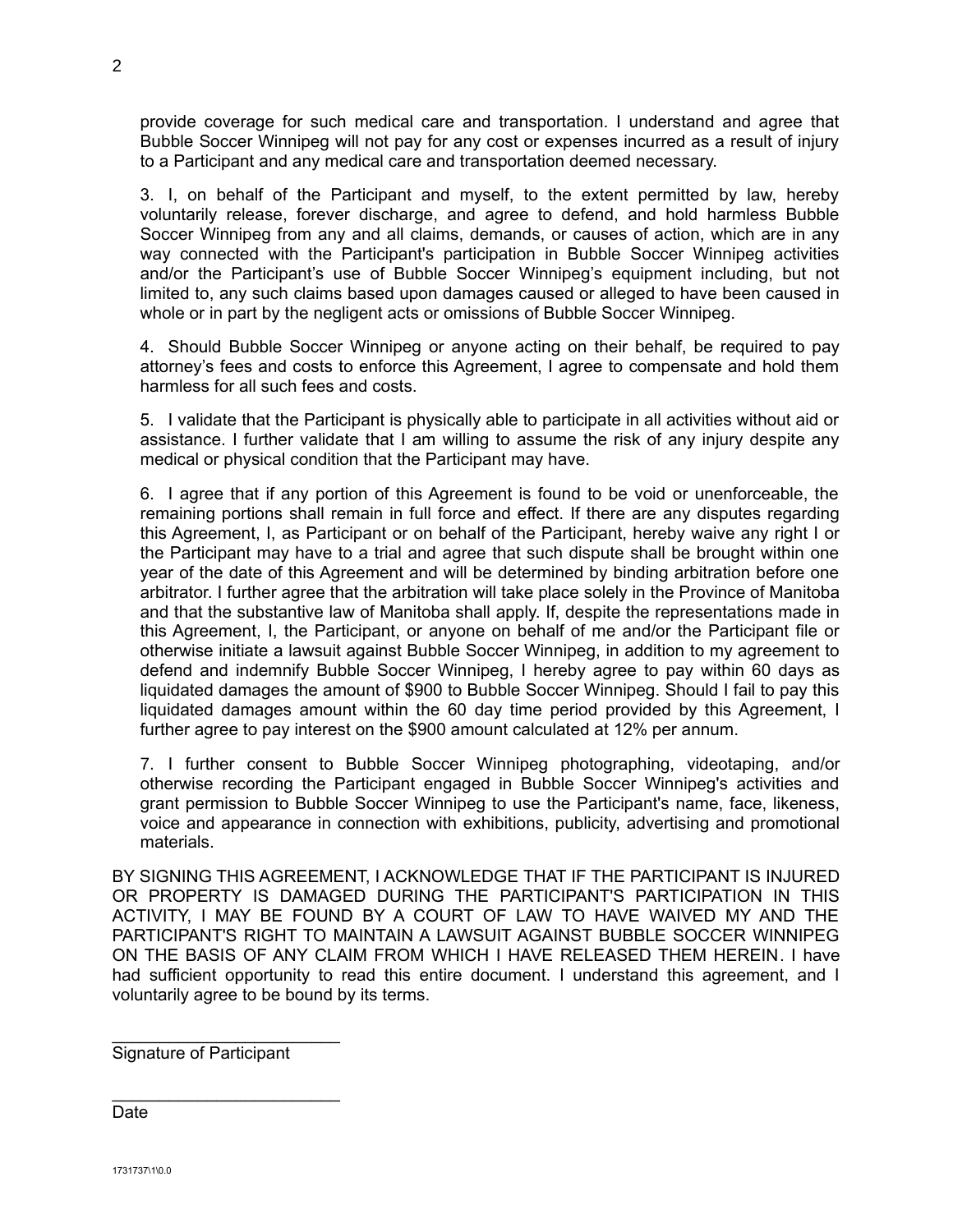provide coverage for such medical care and transportation. I understand and agree that Bubble Soccer Winnipeg will not pay for any cost or expenses incurred as a result of injury to a Participant and any medical care and transportation deemed necessary.

3. I, on behalf of the Participant and myself, to the extent permitted by law, hereby voluntarily release, forever discharge, and agree to defend, and hold harmless Bubble Soccer Winnipeg from any and all claims, demands, or causes of action, which are in any way connected with the Participant's participation in Bubble Soccer Winnipeg activities and/or the Participant's use of Bubble Soccer Winnipeg's equipment including, but not limited to, any such claims based upon damages caused or alleged to have been caused in whole or in part by the negligent acts or omissions of Bubble Soccer Winnipeg.

4. Should Bubble Soccer Winnipeg or anyone acting on their behalf, be required to pay attorney's fees and costs to enforce this Agreement, I agree to compensate and hold them harmless for all such fees and costs.

5. I validate that the Participant is physically able to participate in all activities without aid or assistance. I further validate that I am willing to assume the risk of any injury despite any medical or physical condition that the Participant may have.

6. I agree that if any portion of this Agreement is found to be void or unenforceable, the remaining portions shall remain in full force and effect. If there are any disputes regarding this Agreement, I, as Participant or on behalf of the Participant, hereby waive any right I or the Participant may have to a trial and agree that such dispute shall be brought within one year of the date of this Agreement and will be determined by binding arbitration before one arbitrator. I further agree that the arbitration will take place solely in the Province of Manitoba and that the substantive law of Manitoba shall apply. If, despite the representations made in this Agreement, I, the Participant, or anyone on behalf of me and/or the Participant file or otherwise initiate a lawsuit against Bubble Soccer Winnipeg, in addition to my agreement to defend and indemnify Bubble Soccer Winnipeg, I hereby agree to pay within 60 days as liquidated damages the amount of $900 to Bubble Soccer Winnipeg. Should I fail to pay this liquidated damages amount within the 60 day time period provided by this Agreement, I further agree to pay interest on the $900 amount calculated at 12% per annum.

7. I further consent to Bubble Soccer Winnipeg photographing, videotaping, and/or otherwise recording the Participant engaged in Bubble Soccer Winnipeg's activities and grant permission to Bubble Soccer Winnipeg to use the Participant's name, face, likeness, voice and appearance in connection with exhibitions, publicity, advertising and promotional materials.

BY SIGNING THIS AGREEMENT, I ACKNOWLEDGE THAT IF THE PARTICIPANT IS INJURED OR PROPERTY IS DAMAGED DURING THE PARTICIPANT'S PARTICIPATION IN THIS ACTIVITY, I MAY BE FOUND BY A COURT OF LAW TO HAVE WAIVED MY AND THE PARTICIPANT'S RIGHT TO MAINTAIN A LAWSUIT AGAINST BUBBLE SOCCER WINNIPEG ON THE BASIS OF ANY CLAIM FROM WHICH I HAVE RELEASED THEM HEREIN. I have had sufficient opportunity to read this entire document. I understand this agreement, and I voluntarily agree to be bound by its terms.

_________________________
Signature of Participant

_________________________
Date

1731737\1\0.0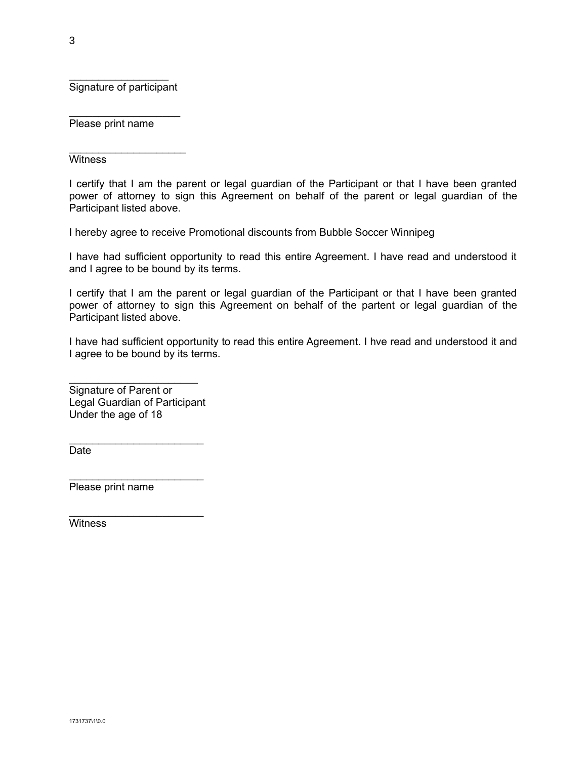_________________
Signature of participant

___________________
Please print name

____________________
Witness

I certify that I am the parent or legal guardian of the Participant or that I have been granted power of attorney to sign this Agreement on behalf of the parent or legal guardian of the Participant listed above.

I hereby agree to receive Promotional discounts from Bubble Soccer Winnipeg

I have had sufficient opportunity to read this entire Agreement. I have read and understood it and I agree to be bound by its terms.

I certify that I am the parent or legal guardian of the Participant or that I have been granted power of attorney to sign this Agreement on behalf of the partent or legal guardian of the Participant listed above.

I have had sufficient opportunity to read this entire Agreement. I hve read and understood it and I agree to be bound by its terms.

______________________
Signature of Parent or
Legal Guardian of Participant
Under the age of 18

_______________________
Date

_______________________
Please print name

_______________________
Witness

1731737\1\0.0